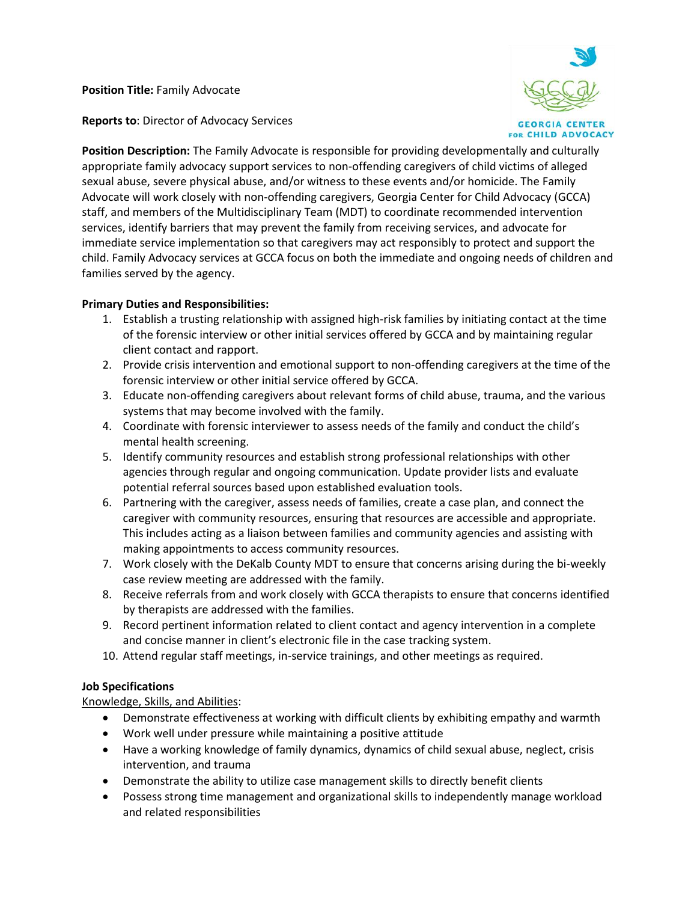**Position Title:** Family Advocate

**Reports to**: Director of Advocacy Services

GEORGIA CENTER FOR CHILD ADVOCACY

**Position Description:** The Family Advocate is responsible for providing developmentally and culturally appropriate family advocacy support services to non-offending caregivers of child victims of alleged sexual abuse, severe physical abuse, and/or witness to these events and/or homicide. The Family Advocate will work closely with non-offending caregivers, Georgia Center for Child Advocacy (GCCA) staff, and members of the Multidisciplinary Team (MDT) to coordinate recommended intervention services, identify barriers that may prevent the family from receiving services, and advocate for immediate service implementation so that caregivers may act responsibly to protect and support the child. Family Advocacy services at GCCA focus on both the immediate and ongoing needs of children and families served by the agency.

**Primary Duties and Responsibilities:**

1. Establish a trusting relationship with assigned high-risk families by initiating contact at the time of the forensic interview or other initial services offered by GCCA and by maintaining regular client contact and rapport.
2. Provide crisis intervention and emotional support to non-offending caregivers at the time of the forensic interview or other initial service offered by GCCA.
3. Educate non-offending caregivers about relevant forms of child abuse, trauma, and the various systems that may become involved with the family.
4. Coordinate with forensic interviewer to assess needs of the family and conduct the child's mental health screening.
5. Identify community resources and establish strong professional relationships with other agencies through regular and ongoing communication. Update provider lists and evaluate potential referral sources based upon established evaluation tools.
6. Partnering with the caregiver, assess needs of families, create a case plan, and connect the caregiver with community resources, ensuring that resources are accessible and appropriate. This includes acting as a liaison between families and community agencies and assisting with making appointments to access community resources.
7. Work closely with the DeKalb County MDT to ensure that concerns arising during the bi-weekly case review meeting are addressed with the family.
8. Receive referrals from and work closely with GCCA therapists to ensure that concerns identified by therapists are addressed with the families.
9. Record pertinent information related to client contact and agency intervention in a complete and concise manner in client's electronic file in the case tracking system.
10. Attend regular staff meetings, in-service trainings, and other meetings as required.

**Job Specifications**

Knowledge, Skills, and Abilities:

- Demonstrate effectiveness at working with difficult clients by exhibiting empathy and warmth
- Work well under pressure while maintaining a positive attitude
- Have a working knowledge of family dynamics, dynamics of child sexual abuse, neglect, crisis intervention, and trauma
- Demonstrate the ability to utilize case management skills to directly benefit clients
- Possess strong time management and organizational skills to independently manage workload and related responsibilities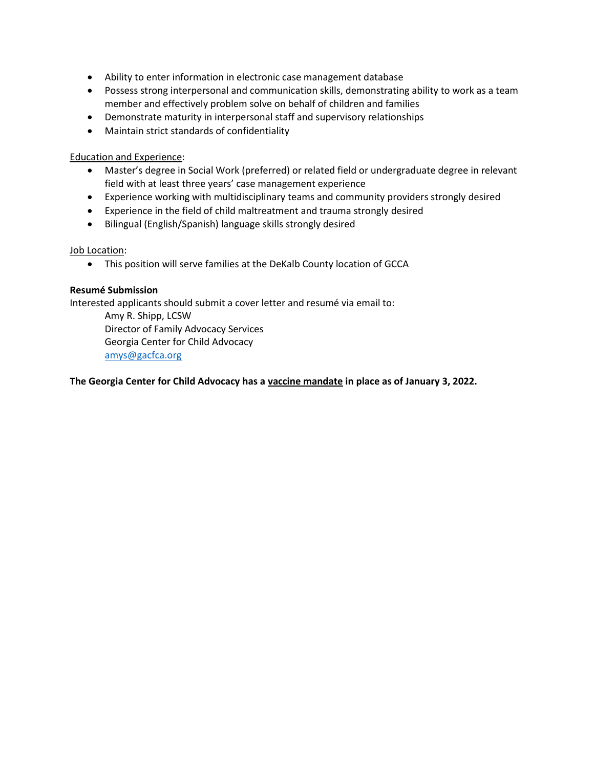- Ability to enter information in electronic case management database
- Possess strong interpersonal and communication skills, demonstrating ability to work as a team member and effectively problem solve on behalf of children and families
- Demonstrate maturity in interpersonal staff and supervisory relationships
- Maintain strict standards of confidentiality

Education and Experience:

- Master's degree in Social Work (preferred) or related field or undergraduate degree in relevant field with at least three years' case management experience
- Experience working with multidisciplinary teams and community providers strongly desired
- Experience in the field of child maltreatment and trauma strongly desired
- Bilingual (English/Spanish) language skills strongly desired

Job Location:

- This position will serve families at the DeKalb County location of GCCA

**Resumé Submission**

Interested applicants should submit a cover letter and resumé via email to:

Amy R. Shipp, LCSW
Director of Family Advocacy Services
Georgia Center for Child Advocacy
amys@gacfca.org

**The Georgia Center for Child Advocacy has a vaccine mandate in place as of January 3, 2022.**